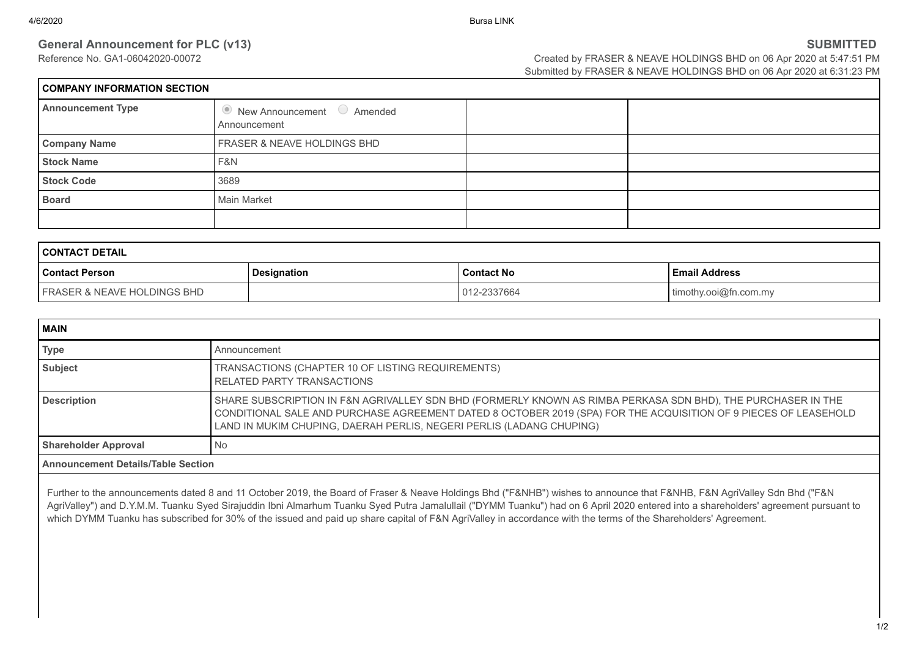**General Announcement for PLC (v13)**

Reference No. GA1-06042020-00072

**SUBMITTED**

Created by FRASER & NEAVE HOLDINGS BHD on 06 Apr 2020 at 5:47:51 PM
Submitted by FRASER & NEAVE HOLDINGS BHD on 06 Apr 2020 at 6:31:23 PM

| **COMPANY INFORMATION SECTION** | | | |
|---|---|---|---|
| **Announcement Type** | ◉ New Announcement ○ Amended Announcement | | |
| **Company Name** | FRASER & NEAVE HOLDINGS BHD | | |
| **Stock Name** | F&N | | |
| **Stock Code** | 3689 | | |
| **Board** | Main Market | | |
| | | | |

| **CONTACT DETAIL** | | | |
|---|---|---|---|
| **Contact Person** | **Designation** | **Contact No** | **Email Address** |
| FRASER & NEAVE HOLDINGS BHD | | 012-2337664 | timothy.ooi@fn.com.my |

| **MAIN** | |
|---|---|
| **Type** | Announcement |
| **Subject** | TRANSACTIONS (CHAPTER 10 OF LISTING REQUIREMENTS)<br>RELATED PARTY TRANSACTIONS |
| **Description** | SHARE SUBSCRIPTION IN F&N AGRIVALLEY SDN BHD (FORMERLY KNOWN AS RIMBA PERKASA SDN BHD), THE PURCHASER IN THE CONDITIONAL SALE AND PURCHASE AGREEMENT DATED 8 OCTOBER 2019 (SPA) FOR THE ACQUISITION OF 9 PIECES OF LEASEHOLD LAND IN MUKIM CHUPING, DAERAH PERLIS, NEGERI PERLIS (LADANG CHUPING) |
| **Shareholder Approval** | No |

**Announcement Details/Table Section**

Further to the announcements dated 8 and 11 October 2019, the Board of Fraser & Neave Holdings Bhd ("F&NHB") wishes to announce that F&NHB, F&N AgriValley Sdn Bhd ("F&N AgriValley") and D.Y.M.M. Tuanku Syed Sirajuddin Ibni Almarhum Tuanku Syed Putra Jamalullail ("DYMM Tuanku") had on 6 April 2020 entered into a shareholders' agreement pursuant to which DYMM Tuanku has subscribed for 30% of the issued and paid up share capital of F&N AgriValley in accordance with the terms of the Shareholders' Agreement.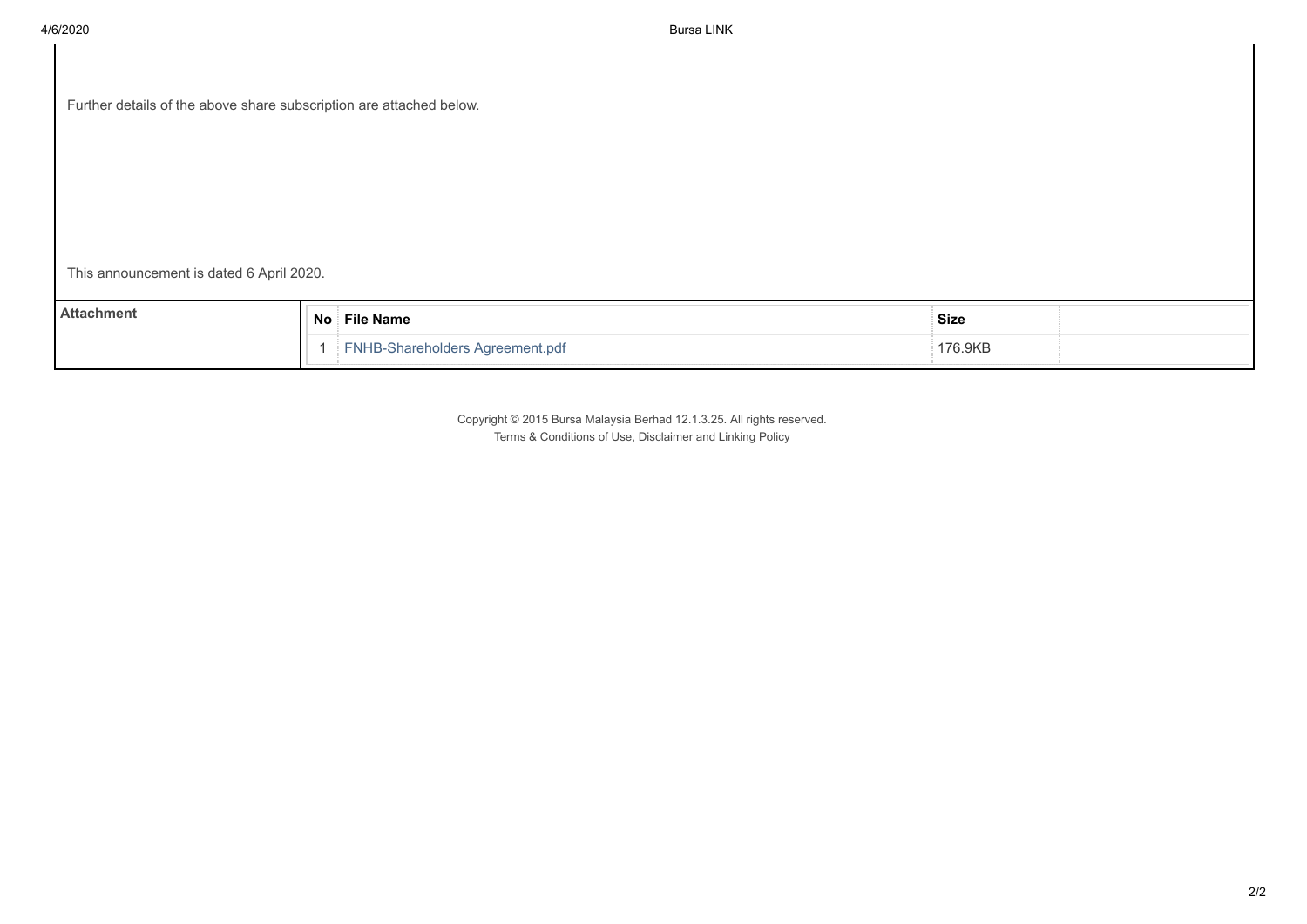Further details of the above share subscription are attached below.

This announcement is dated 6 April 2020.

| Attachment | No | File Name | Size |
|---|---|---|---|
| | 1 | FNHB-Shareholders Agreement.pdf | 176.9KB |

Copyright © 2015 Bursa Malaysia Berhad 12.1.3.25. All rights reserved.
Terms & Conditions of Use, Disclaimer and Linking Policy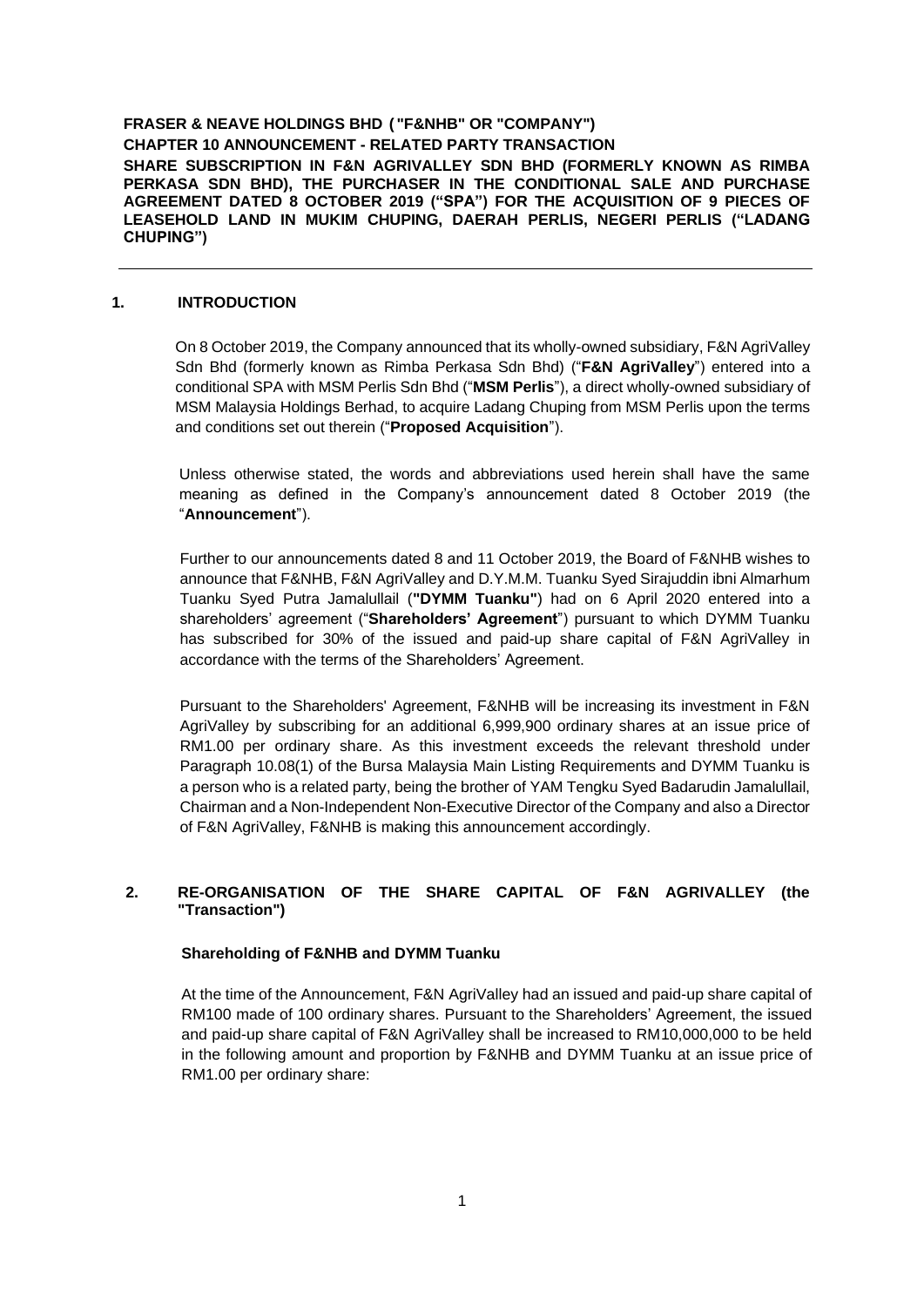**FRASER & NEAVE HOLDINGS BHD ("F&NHB" OR "COMPANY")**

**CHAPTER 10 ANNOUNCEMENT - RELATED PARTY TRANSACTION**

**SHARE SUBSCRIPTION IN F&N AGRIVALLEY SDN BHD (FORMERLY KNOWN AS RIMBA PERKASA SDN BHD), THE PURCHASER IN THE CONDITIONAL SALE AND PURCHASE AGREEMENT DATED 8 OCTOBER 2019 ("SPA") FOR THE ACQUISITION OF 9 PIECES OF LEASEHOLD LAND IN MUKIM CHUPING, DAERAH PERLIS, NEGERI PERLIS ("LADANG CHUPING")**

## 1. INTRODUCTION

On 8 October 2019, the Company announced that its wholly-owned subsidiary, F&N AgriValley Sdn Bhd (formerly known as Rimba Perkasa Sdn Bhd) ("**F&N AgriValley**") entered into a conditional SPA with MSM Perlis Sdn Bhd ("**MSM Perlis**"), a direct wholly-owned subsidiary of MSM Malaysia Holdings Berhad, to acquire Ladang Chuping from MSM Perlis upon the terms and conditions set out therein ("**Proposed Acquisition**").

Unless otherwise stated, the words and abbreviations used herein shall have the same meaning as defined in the Company's announcement dated 8 October 2019 (the "**Announcement**").

Further to our announcements dated 8 and 11 October 2019, the Board of F&NHB wishes to announce that F&NHB, F&N AgriValley and D.Y.M.M. Tuanku Syed Sirajuddin ibni Almarhum Tuanku Syed Putra Jamalullail (**"DYMM Tuanku"**) had on 6 April 2020 entered into a shareholders' agreement ("**Shareholders' Agreement**") pursuant to which DYMM Tuanku has subscribed for 30% of the issued and paid-up share capital of F&N AgriValley in accordance with the terms of the Shareholders' Agreement.

Pursuant to the Shareholders' Agreement, F&NHB will be increasing its investment in F&N AgriValley by subscribing for an additional 6,999,900 ordinary shares at an issue price of RM1.00 per ordinary share. As this investment exceeds the relevant threshold under Paragraph 10.08(1) of the Bursa Malaysia Main Listing Requirements and DYMM Tuanku is a person who is a related party, being the brother of YAM Tengku Syed Badarudin Jamalullail, Chairman and a Non-Independent Non-Executive Director of the Company and also a Director of F&N AgriValley, F&NHB is making this announcement accordingly.

## 2. RE-ORGANISATION OF THE SHARE CAPITAL OF F&N AGRIVALLEY (the "Transaction")

**Shareholding of F&NHB and DYMM Tuanku**

At the time of the Announcement, F&N AgriValley had an issued and paid-up share capital of RM100 made of 100 ordinary shares. Pursuant to the Shareholders' Agreement, the issued and paid-up share capital of F&N AgriValley shall be increased to RM10,000,000 to be held in the following amount and proportion by F&NHB and DYMM Tuanku at an issue price of RM1.00 per ordinary share: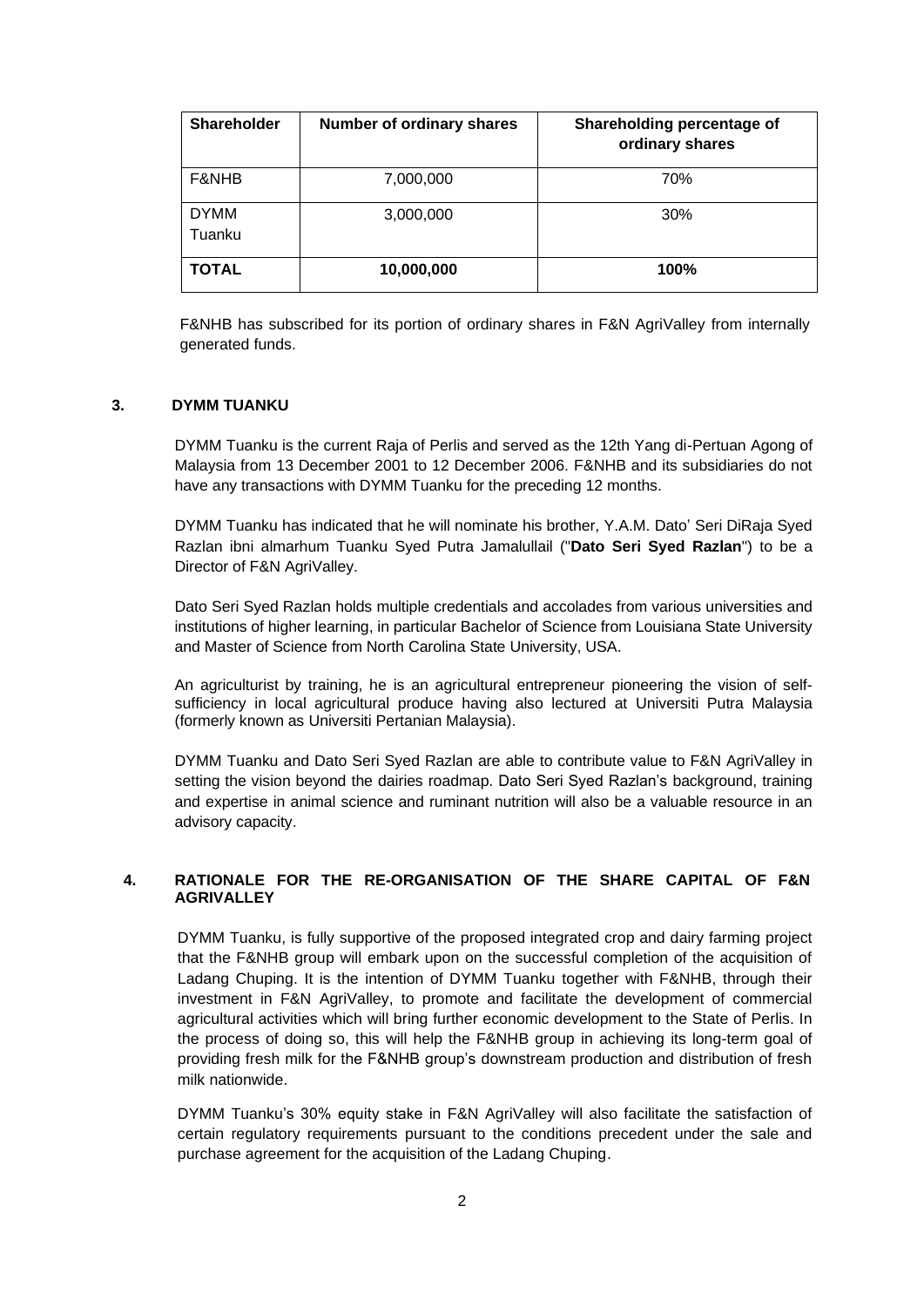| Shareholder | Number of ordinary shares | Shareholding percentage of ordinary shares |
|---|---|---|
| F&NHB | 7,000,000 | 70% |
| DYMM Tuanku | 3,000,000 | 30% |
| **TOTAL** | **10,000,000** | **100%** |

F&NHB has subscribed for its portion of ordinary shares in F&N AgriValley from internally generated funds.

## 3. DYMM TUANKU

DYMM Tuanku is the current Raja of Perlis and served as the 12th Yang di-Pertuan Agong of Malaysia from 13 December 2001 to 12 December 2006. F&NHB and its subsidiaries do not have any transactions with DYMM Tuanku for the preceding 12 months.

DYMM Tuanku has indicated that he will nominate his brother, Y.A.M. Dato' Seri DiRaja Syed Razlan ibni almarhum Tuanku Syed Putra Jamalullail ("**Dato Seri Syed Razlan**") to be a Director of F&N AgriValley.

Dato Seri Syed Razlan holds multiple credentials and accolades from various universities and institutions of higher learning, in particular Bachelor of Science from Louisiana State University and Master of Science from North Carolina State University, USA.

An agriculturist by training, he is an agricultural entrepreneur pioneering the vision of self-sufficiency in local agricultural produce having also lectured at Universiti Putra Malaysia (formerly known as Universiti Pertanian Malaysia).

DYMM Tuanku and Dato Seri Syed Razlan are able to contribute value to F&N AgriValley in setting the vision beyond the dairies roadmap. Dato Seri Syed Razlan's background, training and expertise in animal science and ruminant nutrition will also be a valuable resource in an advisory capacity.

## 4. RATIONALE FOR THE RE-ORGANISATION OF THE SHARE CAPITAL OF F&N AGRIVALLEY

DYMM Tuanku, is fully supportive of the proposed integrated crop and dairy farming project that the F&NHB group will embark upon on the successful completion of the acquisition of Ladang Chuping. It is the intention of DYMM Tuanku together with F&NHB, through their investment in F&N AgriValley, to promote and facilitate the development of commercial agricultural activities which will bring further economic development to the State of Perlis. In the process of doing so, this will help the F&NHB group in achieving its long-term goal of providing fresh milk for the F&NHB group's downstream production and distribution of fresh milk nationwide.

DYMM Tuanku's 30% equity stake in F&N AgriValley will also facilitate the satisfaction of certain regulatory requirements pursuant to the conditions precedent under the sale and purchase agreement for the acquisition of the Ladang Chuping.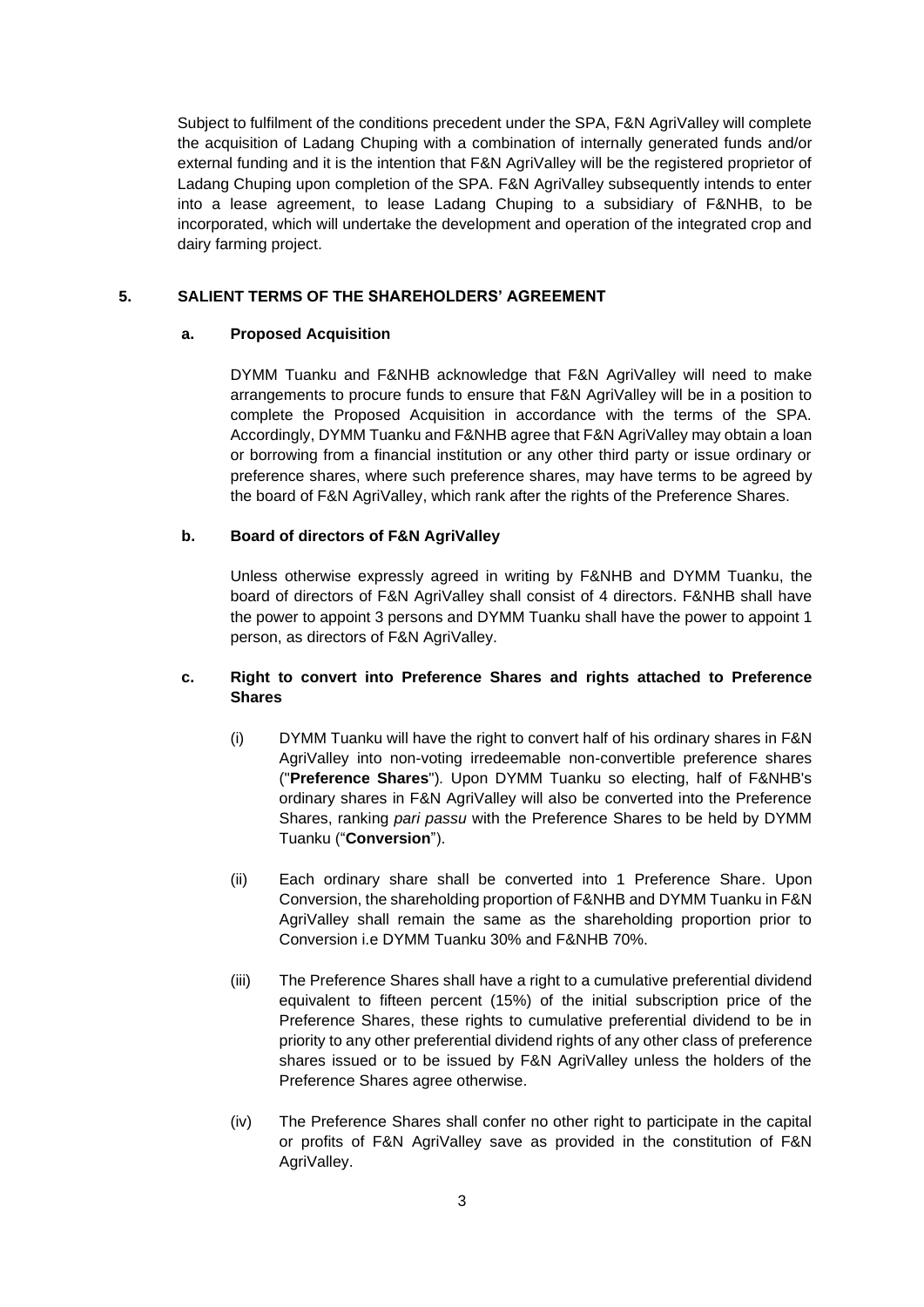Subject to fulfilment of the conditions precedent under the SPA, F&N AgriValley will complete the acquisition of Ladang Chuping with a combination of internally generated funds and/or external funding and it is the intention that F&N AgriValley will be the registered proprietor of Ladang Chuping upon completion of the SPA. F&N AgriValley subsequently intends to enter into a lease agreement, to lease Ladang Chuping to a subsidiary of F&NHB, to be incorporated, which will undertake the development and operation of the integrated crop and dairy farming project.

## 5. SALIENT TERMS OF THE SHAREHOLDERS' AGREEMENT

### a. Proposed Acquisition

DYMM Tuanku and F&NHB acknowledge that F&N AgriValley will need to make arrangements to procure funds to ensure that F&N AgriValley will be in a position to complete the Proposed Acquisition in accordance with the terms of the SPA. Accordingly, DYMM Tuanku and F&NHB agree that F&N AgriValley may obtain a loan or borrowing from a financial institution or any other third party or issue ordinary or preference shares, where such preference shares, may have terms to be agreed by the board of F&N AgriValley, which rank after the rights of the Preference Shares.

### b. Board of directors of F&N AgriValley

Unless otherwise expressly agreed in writing by F&NHB and DYMM Tuanku, the board of directors of F&N AgriValley shall consist of 4 directors. F&NHB shall have the power to appoint 3 persons and DYMM Tuanku shall have the power to appoint 1 person, as directors of F&N AgriValley.

### c. Right to convert into Preference Shares and rights attached to Preference Shares

(i) DYMM Tuanku will have the right to convert half of his ordinary shares in F&N AgriValley into non-voting irredeemable non-convertible preference shares ("**Preference Shares**"). Upon DYMM Tuanku so electing, half of F&NHB's ordinary shares in F&N AgriValley will also be converted into the Preference Shares, ranking *pari passu* with the Preference Shares to be held by DYMM Tuanku ("**Conversion**").

(ii) Each ordinary share shall be converted into 1 Preference Share. Upon Conversion, the shareholding proportion of F&NHB and DYMM Tuanku in F&N AgriValley shall remain the same as the shareholding proportion prior to Conversion i.e DYMM Tuanku 30% and F&NHB 70%.

(iii) The Preference Shares shall have a right to a cumulative preferential dividend equivalent to fifteen percent (15%) of the initial subscription price of the Preference Shares, these rights to cumulative preferential dividend to be in priority to any other preferential dividend rights of any other class of preference shares issued or to be issued by F&N AgriValley unless the holders of the Preference Shares agree otherwise.

(iv) The Preference Shares shall confer no other right to participate in the capital or profits of F&N AgriValley save as provided in the constitution of F&N AgriValley.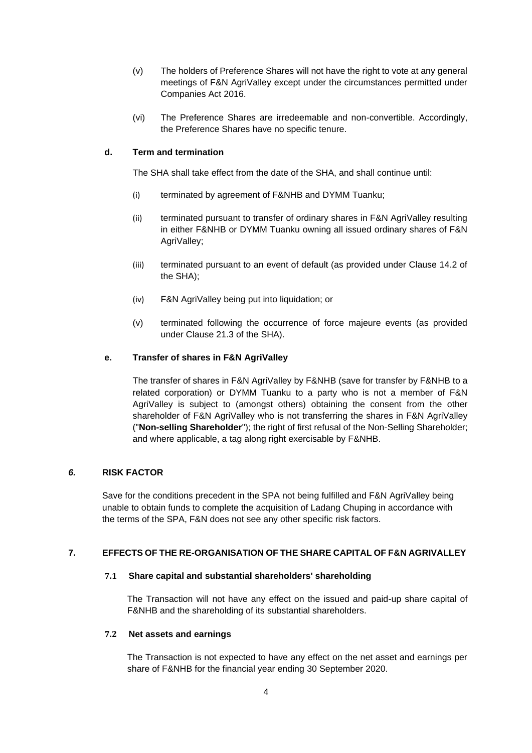(v) The holders of Preference Shares will not have the right to vote at any general meetings of F&N AgriValley except under the circumstances permitted under Companies Act 2016.

(vi) The Preference Shares are irredeemable and non-convertible. Accordingly, the Preference Shares have no specific tenure.

**d. Term and termination**

The SHA shall take effect from the date of the SHA, and shall continue until:

(i) terminated by agreement of F&NHB and DYMM Tuanku;

(ii) terminated pursuant to transfer of ordinary shares in F&N AgriValley resulting in either F&NHB or DYMM Tuanku owning all issued ordinary shares of F&N AgriValley;

(iii) terminated pursuant to an event of default (as provided under Clause 14.2 of the SHA);

(iv) F&N AgriValley being put into liquidation; or

(v) terminated following the occurrence of force majeure events (as provided under Clause 21.3 of the SHA).

**e. Transfer of shares in F&N AgriValley**

The transfer of shares in F&N AgriValley by F&NHB (save for transfer by F&NHB to a related corporation) or DYMM Tuanku to a party who is not a member of F&N AgriValley is subject to (amongst others) obtaining the consent from the other shareholder of F&N AgriValley who is not transferring the shares in F&N AgriValley ("**Non-selling Shareholder**"); the right of first refusal of the Non-Selling Shareholder; and where applicable, a tag along right exercisable by F&NHB.

## *6.* RISK FACTOR

Save for the conditions precedent in the SPA not being fulfilled and F&N AgriValley being unable to obtain funds to complete the acquisition of Ladang Chuping in accordance with the terms of the SPA, F&N does not see any other specific risk factors.

## 7. EFFECTS OF THE RE-ORGANISATION OF THE SHARE CAPITAL OF F&N AGRIVALLEY

### 7.1 Share capital and substantial shareholders' shareholding

The Transaction will not have any effect on the issued and paid-up share capital of F&NHB and the shareholding of its substantial shareholders.

### 7.2 Net assets and earnings

The Transaction is not expected to have any effect on the net asset and earnings per share of F&NHB for the financial year ending 30 September 2020.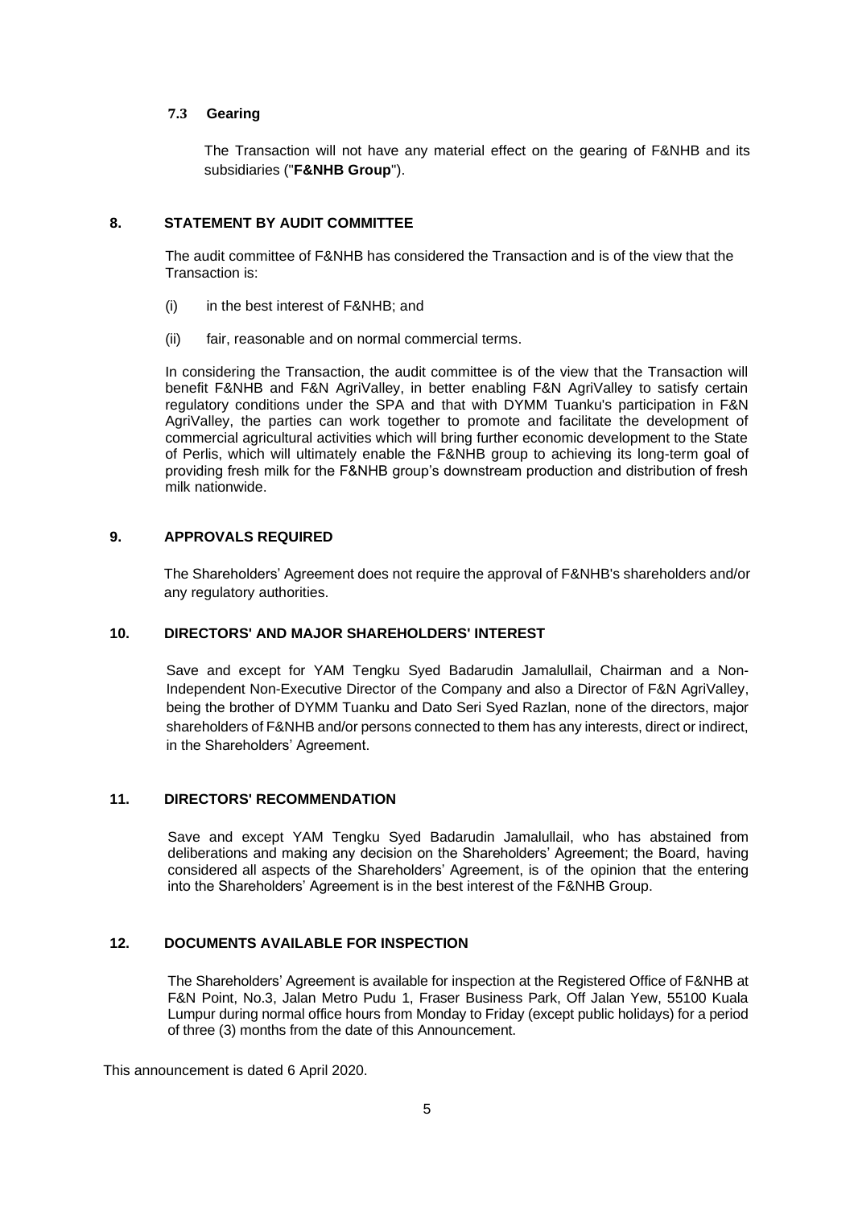### 7.3 Gearing

The Transaction will not have any material effect on the gearing of F&NHB and its subsidiaries ("**F&NHB Group**").

## 8. STATEMENT BY AUDIT COMMITTEE

The audit committee of F&NHB has considered the Transaction and is of the view that the Transaction is:

(i) in the best interest of F&NHB; and

(ii) fair, reasonable and on normal commercial terms.

In considering the Transaction, the audit committee is of the view that the Transaction will benefit F&NHB and F&N AgriValley, in better enabling F&N AgriValley to satisfy certain regulatory conditions under the SPA and that with DYMM Tuanku's participation in F&N AgriValley, the parties can work together to promote and facilitate the development of commercial agricultural activities which will bring further economic development to the State of Perlis, which will ultimately enable the F&NHB group to achieving its long-term goal of providing fresh milk for the F&NHB group's downstream production and distribution of fresh milk nationwide.

## 9. APPROVALS REQUIRED

The Shareholders' Agreement does not require the approval of F&NHB's shareholders and/or any regulatory authorities.

## 10. DIRECTORS' AND MAJOR SHAREHOLDERS' INTEREST

Save and except for YAM Tengku Syed Badarudin Jamalullail, Chairman and a Non-Independent Non-Executive Director of the Company and also a Director of F&N AgriValley, being the brother of DYMM Tuanku and Dato Seri Syed Razlan, none of the directors, major shareholders of F&NHB and/or persons connected to them has any interests, direct or indirect, in the Shareholders' Agreement.

## 11. DIRECTORS' RECOMMENDATION

Save and except YAM Tengku Syed Badarudin Jamalullail, who has abstained from deliberations and making any decision on the Shareholders' Agreement; the Board, having considered all aspects of the Shareholders' Agreement, is of the opinion that the entering into the Shareholders' Agreement is in the best interest of the F&NHB Group.

## 12. DOCUMENTS AVAILABLE FOR INSPECTION

The Shareholders' Agreement is available for inspection at the Registered Office of F&NHB at F&N Point, No.3, Jalan Metro Pudu 1, Fraser Business Park, Off Jalan Yew, 55100 Kuala Lumpur during normal office hours from Monday to Friday (except public holidays) for a period of three (3) months from the date of this Announcement.

This announcement is dated 6 April 2020.